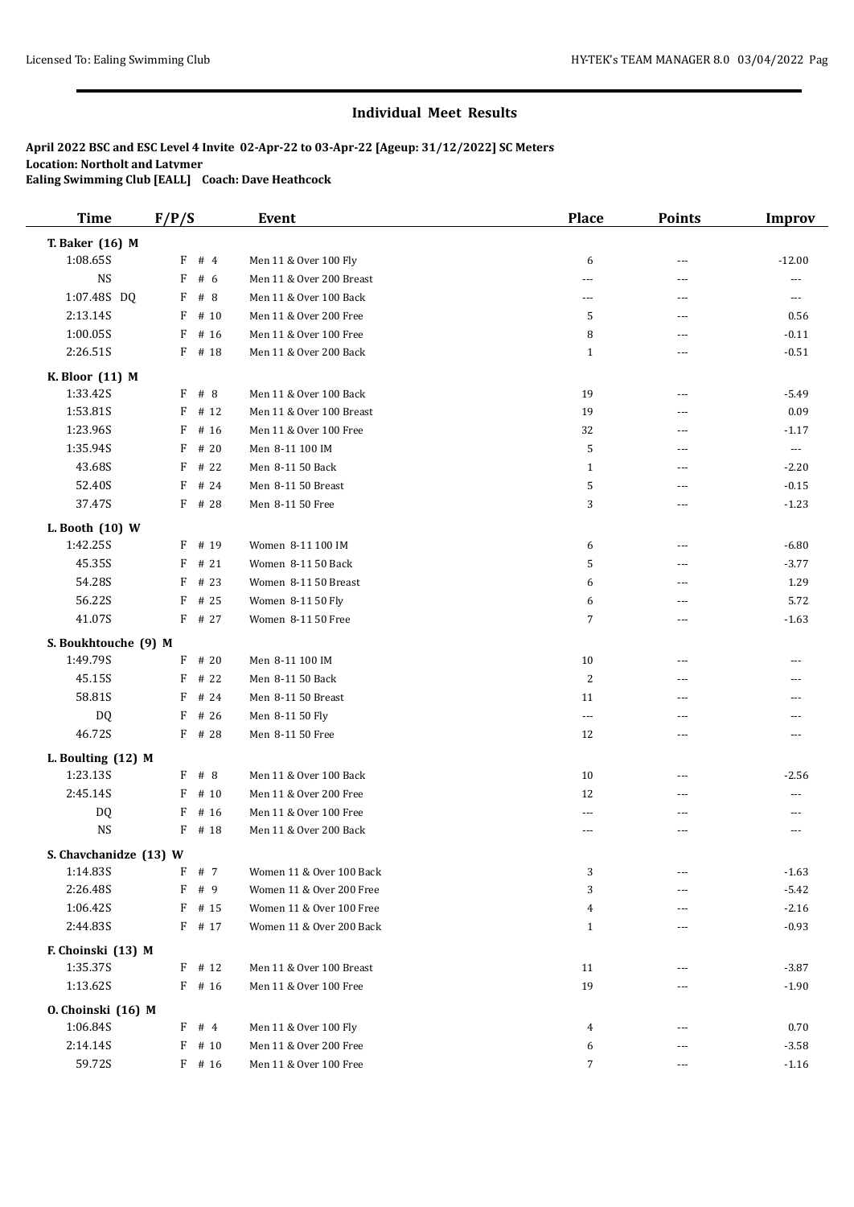## Individual Meet Results

**April 2022 BSC and ESC Level 4 Invite 02-Apr-22 to 03-Apr-22 [Ageup: 31/12/2022] SC Meters**
**Location: Northolt and Latymer**
**Ealing Swimming Club [EALL] Coach: Dave Heathcock**

| Time | F/P/S | Event | Place | Points | Improv |
|---|---|---|---|---|---|
| **T. Baker (16) M** | | | | | |
| 1:08.65S | F # 4 | Men 11 & Over 100 Fly | 6 | --- | -12.00 |
| NS | F # 6 | Men 11 & Over 200 Breast | --- | --- | --- |
| 1:07.48S DQ | F # 8 | Men 11 & Over 100 Back | --- | --- | --- |
| 2:13.14S | F # 10 | Men 11 & Over 200 Free | 5 | --- | 0.56 |
| 1:00.05S | F # 16 | Men 11 & Over 100 Free | 8 | --- | -0.11 |
| 2:26.51S | F # 18 | Men 11 & Over 200 Back | 1 | --- | -0.51 |
| **K. Bloor (11) M** | | | | | |
| 1:33.42S | F # 8 | Men 11 & Over 100 Back | 19 | --- | -5.49 |
| 1:53.81S | F # 12 | Men 11 & Over 100 Breast | 19 | --- | 0.09 |
| 1:23.96S | F # 16 | Men 11 & Over 100 Free | 32 | --- | -1.17 |
| 1:35.94S | F # 20 | Men 8-11 100 IM | 5 | --- | --- |
| 43.68S | F # 22 | Men 8-11 50 Back | 1 | --- | -2.20 |
| 52.40S | F # 24 | Men 8-11 50 Breast | 5 | --- | -0.15 |
| 37.47S | F # 28 | Men 8-11 50 Free | 3 | --- | -1.23 |
| **L. Booth (10) W** | | | | | |
| 1:42.25S | F # 19 | Women 8-11 100 IM | 6 | --- | -6.80 |
| 45.35S | F # 21 | Women 8-11 50 Back | 5 | --- | -3.77 |
| 54.28S | F # 23 | Women 8-11 50 Breast | 6 | --- | 1.29 |
| 56.22S | F # 25 | Women 8-11 50 Fly | 6 | --- | 5.72 |
| 41.07S | F # 27 | Women 8-11 50 Free | 7 | --- | -1.63 |
| **S. Boukhtouche (9) M** | | | | | |
| 1:49.79S | F # 20 | Men 8-11 100 IM | 10 | --- | --- |
| 45.15S | F # 22 | Men 8-11 50 Back | 2 | --- | --- |
| 58.81S | F # 24 | Men 8-11 50 Breast | 11 | --- | --- |
| DQ | F # 26 | Men 8-11 50 Fly | --- | --- | --- |
| 46.72S | F # 28 | Men 8-11 50 Free | 12 | --- | --- |
| **L. Boulting (12) M** | | | | | |
| 1:23.13S | F # 8 | Men 11 & Over 100 Back | 10 | --- | -2.56 |
| 2:45.14S | F # 10 | Men 11 & Over 200 Free | 12 | --- | --- |
| DQ | F # 16 | Men 11 & Over 100 Free | --- | --- | --- |
| NS | F # 18 | Men 11 & Over 200 Back | --- | --- | --- |
| **S. Chavchanidze (13) W** | | | | | |
| 1:14.83S | F # 7 | Women 11 & Over 100 Back | 3 | --- | -1.63 |
| 2:26.48S | F # 9 | Women 11 & Over 200 Free | 3 | --- | -5.42 |
| 1:06.42S | F # 15 | Women 11 & Over 100 Free | 4 | --- | -2.16 |
| 2:44.83S | F # 17 | Women 11 & Over 200 Back | 1 | --- | -0.93 |
| **F. Choinski (13) M** | | | | | |
| 1:35.37S | F # 12 | Men 11 & Over 100 Breast | 11 | --- | -3.87 |
| 1:13.62S | F # 16 | Men 11 & Over 100 Free | 19 | --- | -1.90 |
| **O. Choinski (16) M** | | | | | |
| 1:06.84S | F # 4 | Men 11 & Over 100 Fly | 4 | --- | 0.70 |
| 2:14.14S | F # 10 | Men 11 & Over 200 Free | 6 | --- | -3.58 |
| 59.72S | F # 16 | Men 11 & Over 100 Free | 7 | --- | -1.16 |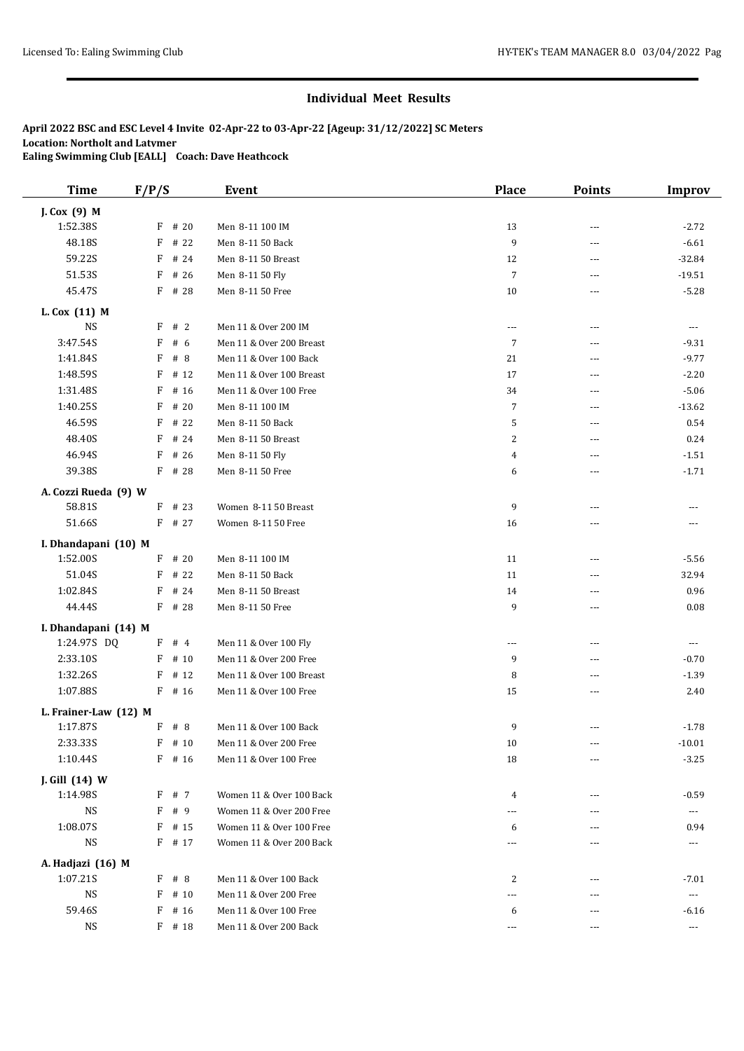## Individual Meet Results

**April 2022 BSC and ESC Level 4 Invite 02-Apr-22 to 03-Apr-22 [Ageup: 31/12/2022] SC Meters**
**Location: Northolt and Latymer**
**Ealing Swimming Club [EALL] Coach: Dave Heathcock**

| Time | F/P/S | Event | Place | Points | Improv |
|---|---|---|---|---|---|
| **J. Cox (9) M** | | | | | |
| 1:52.38S | F # 20 | Men 8-11 100 IM | 13 | --- | -2.72 |
| 48.18S | F # 22 | Men 8-11 50 Back | 9 | --- | -6.61 |
| 59.22S | F # 24 | Men 8-11 50 Breast | 12 | --- | -32.84 |
| 51.53S | F # 26 | Men 8-11 50 Fly | 7 | --- | -19.51 |
| 45.47S | F # 28 | Men 8-11 50 Free | 10 | --- | -5.28 |
| **L. Cox (11) M** | | | | | |
| NS | F # 2 | Men 11 & Over 200 IM | --- | --- | --- |
| 3:47.54S | F # 6 | Men 11 & Over 200 Breast | 7 | --- | -9.31 |
| 1:41.84S | F # 8 | Men 11 & Over 100 Back | 21 | --- | -9.77 |
| 1:48.59S | F # 12 | Men 11 & Over 100 Breast | 17 | --- | -2.20 |
| 1:31.48S | F # 16 | Men 11 & Over 100 Free | 34 | --- | -5.06 |
| 1:40.25S | F # 20 | Men 8-11 100 IM | 7 | --- | -13.62 |
| 46.59S | F # 22 | Men 8-11 50 Back | 5 | --- | 0.54 |
| 48.40S | F # 24 | Men 8-11 50 Breast | 2 | --- | 0.24 |
| 46.94S | F # 26 | Men 8-11 50 Fly | 4 | --- | -1.51 |
| 39.38S | F # 28 | Men 8-11 50 Free | 6 | --- | -1.71 |
| **A. Cozzi Rueda (9) W** | | | | | |
| 58.81S | F # 23 | Women 8-11 50 Breast | 9 | --- | --- |
| 51.66S | F # 27 | Women 8-11 50 Free | 16 | --- | --- |
| **I. Dhandapani (10) M** | | | | | |
| 1:52.00S | F # 20 | Men 8-11 100 IM | 11 | --- | -5.56 |
| 51.04S | F # 22 | Men 8-11 50 Back | 11 | --- | 32.94 |
| 1:02.84S | F # 24 | Men 8-11 50 Breast | 14 | --- | 0.96 |
| 44.44S | F # 28 | Men 8-11 50 Free | 9 | --- | 0.08 |
| **I. Dhandapani (14) M** | | | | | |
| 1:24.97S DQ | F # 4 | Men 11 & Over 100 Fly | --- | --- | --- |
| 2:33.10S | F # 10 | Men 11 & Over 200 Free | 9 | --- | -0.70 |
| 1:32.26S | F # 12 | Men 11 & Over 100 Breast | 8 | --- | -1.39 |
| 1:07.88S | F # 16 | Men 11 & Over 100 Free | 15 | --- | 2.40 |
| **L. Frainer-Law (12) M** | | | | | |
| 1:17.87S | F # 8 | Men 11 & Over 100 Back | 9 | --- | -1.78 |
| 2:33.33S | F # 10 | Men 11 & Over 200 Free | 10 | --- | -10.01 |
| 1:10.44S | F # 16 | Men 11 & Over 100 Free | 18 | --- | -3.25 |
| **J. Gill (14) W** | | | | | |
| 1:14.98S | F # 7 | Women 11 & Over 100 Back | 4 | --- | -0.59 |
| NS | F # 9 | Women 11 & Over 200 Free | --- | --- | --- |
| 1:08.07S | F # 15 | Women 11 & Over 100 Free | 6 | --- | 0.94 |
| NS | F # 17 | Women 11 & Over 200 Back | --- | --- | --- |
| **A. Hadjazi (16) M** | | | | | |
| 1:07.21S | F # 8 | Men 11 & Over 100 Back | 2 | --- | -7.01 |
| NS | F # 10 | Men 11 & Over 200 Free | --- | --- | --- |
| 59.46S | F # 16 | Men 11 & Over 100 Free | 6 | --- | -6.16 |
| NS | F # 18 | Men 11 & Over 200 Back | --- | --- | --- |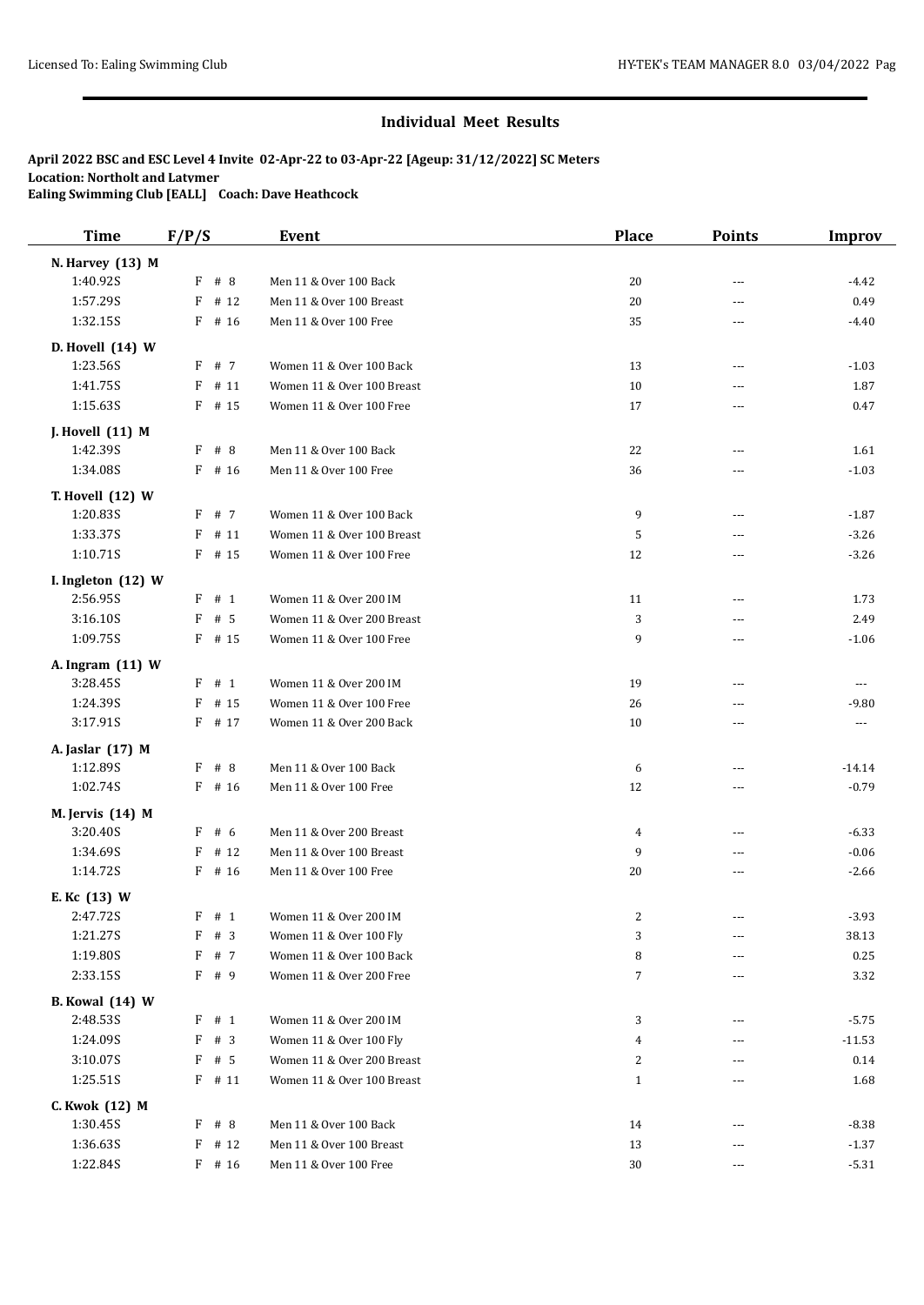## Individual Meet Results

**April 2022 BSC and ESC Level 4 Invite 02-Apr-22 to 03-Apr-22 [Ageup: 31/12/2022] SC Meters**
**Location: Northolt and Latymer**
**Ealing Swimming Club [EALL] Coach: Dave Heathcock**

| Time | F/P/S | Event | Place | Points | Improv |
|---|---|---|---|---|---|
| **N. Harvey (13) M** | | | | | |
| 1:40.92S | F # 8 | Men 11 & Over 100 Back | 20 | --- | -4.42 |
| 1:57.29S | F # 12 | Men 11 & Over 100 Breast | 20 | --- | 0.49 |
| 1:32.15S | F # 16 | Men 11 & Over 100 Free | 35 | --- | -4.40 |
| **D. Hovell (14) W** | | | | | |
| 1:23.56S | F # 7 | Women 11 & Over 100 Back | 13 | --- | -1.03 |
| 1:41.75S | F # 11 | Women 11 & Over 100 Breast | 10 | --- | 1.87 |
| 1:15.63S | F # 15 | Women 11 & Over 100 Free | 17 | --- | 0.47 |
| **J. Hovell (11) M** | | | | | |
| 1:42.39S | F # 8 | Men 11 & Over 100 Back | 22 | --- | 1.61 |
| 1:34.08S | F # 16 | Men 11 & Over 100 Free | 36 | --- | -1.03 |
| **T. Hovell (12) W** | | | | | |
| 1:20.83S | F # 7 | Women 11 & Over 100 Back | 9 | --- | -1.87 |
| 1:33.37S | F # 11 | Women 11 & Over 100 Breast | 5 | --- | -3.26 |
| 1:10.71S | F # 15 | Women 11 & Over 100 Free | 12 | --- | -3.26 |
| **I. Ingleton (12) W** | | | | | |
| 2:56.95S | F # 1 | Women 11 & Over 200 IM | 11 | --- | 1.73 |
| 3:16.10S | F # 5 | Women 11 & Over 200 Breast | 3 | --- | 2.49 |
| 1:09.75S | F # 15 | Women 11 & Over 100 Free | 9 | --- | -1.06 |
| **A. Ingram (11) W** | | | | | |
| 3:28.45S | F # 1 | Women 11 & Over 200 IM | 19 | --- | --- |
| 1:24.39S | F # 15 | Women 11 & Over 100 Free | 26 | --- | -9.80 |
| 3:17.91S | F # 17 | Women 11 & Over 200 Back | 10 | --- | --- |
| **A. Jaslar (17) M** | | | | | |
| 1:12.89S | F # 8 | Men 11 & Over 100 Back | 6 | --- | -14.14 |
| 1:02.74S | F # 16 | Men 11 & Over 100 Free | 12 | --- | -0.79 |
| **M. Jervis (14) M** | | | | | |
| 3:20.40S | F # 6 | Men 11 & Over 200 Breast | 4 | --- | -6.33 |
| 1:34.69S | F # 12 | Men 11 & Over 100 Breast | 9 | --- | -0.06 |
| 1:14.72S | F # 16 | Men 11 & Over 100 Free | 20 | --- | -2.66 |
| **E. Kc (13) W** | | | | | |
| 2:47.72S | F # 1 | Women 11 & Over 200 IM | 2 | --- | -3.93 |
| 1:21.27S | F # 3 | Women 11 & Over 100 Fly | 3 | --- | 38.13 |
| 1:19.80S | F # 7 | Women 11 & Over 100 Back | 8 | --- | 0.25 |
| 2:33.15S | F # 9 | Women 11 & Over 200 Free | 7 | --- | 3.32 |
| **B. Kowal (14) W** | | | | | |
| 2:48.53S | F # 1 | Women 11 & Over 200 IM | 3 | --- | -5.75 |
| 1:24.09S | F # 3 | Women 11 & Over 100 Fly | 4 | --- | -11.53 |
| 3:10.07S | F # 5 | Women 11 & Over 200 Breast | 2 | --- | 0.14 |
| 1:25.51S | F # 11 | Women 11 & Over 100 Breast | 1 | --- | 1.68 |
| **C. Kwok (12) M** | | | | | |
| 1:30.45S | F # 8 | Men 11 & Over 100 Back | 14 | --- | -8.38 |
| 1:36.63S | F # 12 | Men 11 & Over 100 Breast | 13 | --- | -1.37 |
| 1:22.84S | F # 16 | Men 11 & Over 100 Free | 30 | --- | -5.31 |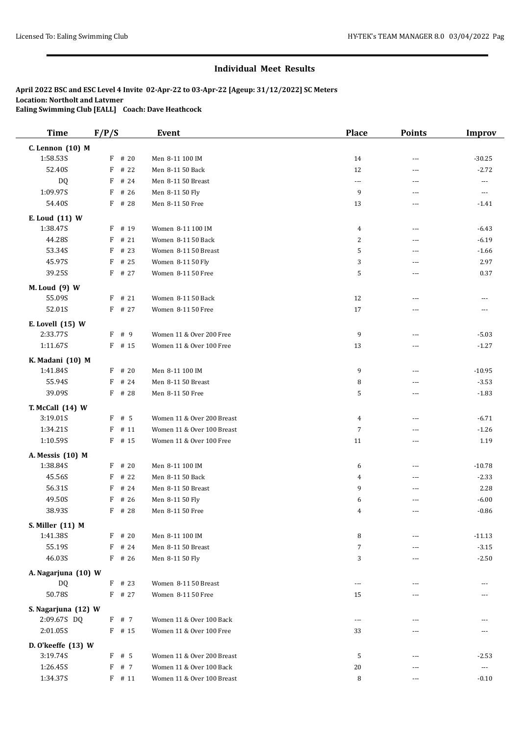## Individual Meet Results

**April 2022 BSC and ESC Level 4 Invite 02-Apr-22 to 03-Apr-22 [Ageup: 31/12/2022] SC Meters**
**Location: Northolt and Latymer**
**Ealing Swimming Club [EALL] Coach: Dave Heathcock**

| Time | F/P/S | Event | Place | Points | Improv |
|---|---|---|---|---|---|
| **C. Lennon (10) M** | | | | | |
| 1:58.53S | F # 20 | Men 8-11 100 IM | 14 | --- | -30.25 |
| 52.40S | F # 22 | Men 8-11 50 Back | 12 | --- | -2.72 |
| DQ | F # 24 | Men 8-11 50 Breast | --- | --- | --- |
| 1:09.97S | F # 26 | Men 8-11 50 Fly | 9 | --- | --- |
| 54.40S | F # 28 | Men 8-11 50 Free | 13 | --- | -1.41 |
| **E. Loud (11) W** | | | | | |
| 1:38.47S | F # 19 | Women 8-11 100 IM | 4 | --- | -6.43 |
| 44.28S | F # 21 | Women 8-11 50 Back | 2 | --- | -6.19 |
| 53.34S | F # 23 | Women 8-11 50 Breast | 5 | --- | -1.66 |
| 45.97S | F # 25 | Women 8-11 50 Fly | 3 | --- | 2.97 |
| 39.25S | F # 27 | Women 8-11 50 Free | 5 | --- | 0.37 |
| **M. Loud (9) W** | | | | | |
| 55.09S | F # 21 | Women 8-11 50 Back | 12 | --- | --- |
| 52.01S | F # 27 | Women 8-11 50 Free | 17 | --- | --- |
| **E. Lovell (15) W** | | | | | |
| 2:33.77S | F # 9 | Women 11 & Over 200 Free | 9 | --- | -5.03 |
| 1:11.67S | F # 15 | Women 11 & Over 100 Free | 13 | --- | -1.27 |
| **K. Madani (10) M** | | | | | |
| 1:41.84S | F # 20 | Men 8-11 100 IM | 9 | --- | -10.95 |
| 55.94S | F # 24 | Men 8-11 50 Breast | 8 | --- | -3.53 |
| 39.09S | F # 28 | Men 8-11 50 Free | 5 | --- | -1.83 |
| **T. McCall (14) W** | | | | | |
| 3:19.01S | F # 5 | Women 11 & Over 200 Breast | 4 | --- | -6.71 |
| 1:34.21S | F # 11 | Women 11 & Over 100 Breast | 7 | --- | -1.26 |
| 1:10.59S | F # 15 | Women 11 & Over 100 Free | 11 | --- | 1.19 |
| **A. Messis (10) M** | | | | | |
| 1:38.84S | F # 20 | Men 8-11 100 IM | 6 | --- | -10.78 |
| 45.56S | F # 22 | Men 8-11 50 Back | 4 | --- | -2.33 |
| 56.31S | F # 24 | Men 8-11 50 Breast | 9 | --- | 2.28 |
| 49.50S | F # 26 | Men 8-11 50 Fly | 6 | --- | -6.00 |
| 38.93S | F # 28 | Men 8-11 50 Free | 4 | --- | -0.86 |
| **S. Miller (11) M** | | | | | |
| 1:41.38S | F # 20 | Men 8-11 100 IM | 8 | --- | -11.13 |
| 55.19S | F # 24 | Men 8-11 50 Breast | 7 | --- | -3.15 |
| 46.03S | F # 26 | Men 8-11 50 Fly | 3 | --- | -2.50 |
| **A. Nagarjuna (10) W** | | | | | |
| DQ | F # 23 | Women 8-11 50 Breast | --- | --- | --- |
| 50.78S | F # 27 | Women 8-11 50 Free | 15 | --- | --- |
| **S. Nagarjuna (12) W** | | | | | |
| 2:09.67S DQ | F # 7 | Women 11 & Over 100 Back | --- | --- | --- |
| 2:01.05S | F # 15 | Women 11 & Over 100 Free | 33 | --- | --- |
| **D. O'keeffe (13) W** | | | | | |
| 3:19.74S | F # 5 | Women 11 & Over 200 Breast | 5 | --- | -2.53 |
| 1:26.45S | F # 7 | Women 11 & Over 100 Back | 20 | --- | --- |
| 1:34.37S | F # 11 | Women 11 & Over 100 Breast | 8 | --- | -0.10 |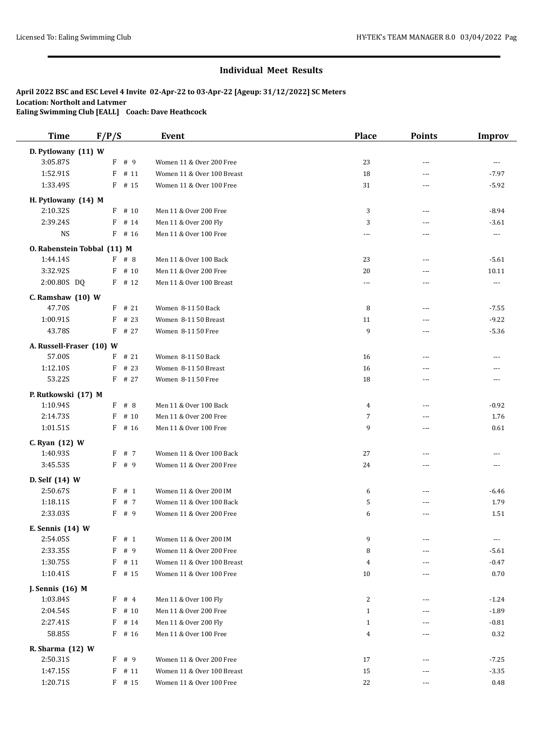## Individual Meet Results

**April 2022 BSC and ESC Level 4 Invite 02-Apr-22 to 03-Apr-22 [Ageup: 31/12/2022] SC Meters**
**Location: Northolt and Latymer**
**Ealing Swimming Club [EALL] Coach: Dave Heathcock**

| Time | F/P/S | Event | Place | Points | Improv |
|---|---|---|---|---|---|
| **D. Pytlowany (11) W** | | | | | |
| 3:05.87S | F # 9 | Women 11 & Over 200 Free | 23 | --- | --- |
| 1:52.91S | F # 11 | Women 11 & Over 100 Breast | 18 | --- | -7.97 |
| 1:33.49S | F # 15 | Women 11 & Over 100 Free | 31 | --- | -5.92 |
| **H. Pytlowany (14) M** | | | | | |
| 2:10.32S | F # 10 | Men 11 & Over 200 Free | 3 | --- | -8.94 |
| 2:39.24S | F # 14 | Men 11 & Over 200 Fly | 3 | --- | -3.61 |
| NS | F # 16 | Men 11 & Over 100 Free | --- | --- | --- |
| **O. Rabenstein Tobbal (11) M** | | | | | |
| 1:44.14S | F # 8 | Men 11 & Over 100 Back | 23 | --- | -5.61 |
| 3:32.92S | F # 10 | Men 11 & Over 200 Free | 20 | --- | 10.11 |
| 2:00.80S DQ | F # 12 | Men 11 & Over 100 Breast | --- | --- | --- |
| **C. Ramshaw (10) W** | | | | | |
| 47.70S | F # 21 | Women 8-11 50 Back | 8 | --- | -7.55 |
| 1:00.91S | F # 23 | Women 8-11 50 Breast | 11 | --- | -9.22 |
| 43.78S | F # 27 | Women 8-11 50 Free | 9 | --- | -5.36 |
| **A. Russell-Fraser (10) W** | | | | | |
| 57.00S | F # 21 | Women 8-11 50 Back | 16 | --- | --- |
| 1:12.10S | F # 23 | Women 8-11 50 Breast | 16 | --- | --- |
| 53.22S | F # 27 | Women 8-11 50 Free | 18 | --- | --- |
| **P. Rutkowski (17) M** | | | | | |
| 1:10.94S | F # 8 | Men 11 & Over 100 Back | 4 | --- | -0.92 |
| 2:14.73S | F # 10 | Men 11 & Over 200 Free | 7 | --- | 1.76 |
| 1:01.51S | F # 16 | Men 11 & Over 100 Free | 9 | --- | 0.61 |
| **C. Ryan (12) W** | | | | | |
| 1:40.93S | F # 7 | Women 11 & Over 100 Back | 27 | --- | --- |
| 3:45.53S | F # 9 | Women 11 & Over 200 Free | 24 | --- | --- |
| **D. Self (14) W** | | | | | |
| 2:50.67S | F # 1 | Women 11 & Over 200 IM | 6 | --- | -6.46 |
| 1:18.11S | F # 7 | Women 11 & Over 100 Back | 5 | --- | 1.79 |
| 2:33.03S | F # 9 | Women 11 & Over 200 Free | 6 | --- | 1.51 |
| **E. Sennis (14) W** | | | | | |
| 2:54.05S | F # 1 | Women 11 & Over 200 IM | 9 | --- | --- |
| 2:33.35S | F # 9 | Women 11 & Over 200 Free | 8 | --- | -5.61 |
| 1:30.75S | F # 11 | Women 11 & Over 100 Breast | 4 | --- | -0.47 |
| 1:10.41S | F # 15 | Women 11 & Over 100 Free | 10 | --- | 0.70 |
| **J. Sennis (16) M** | | | | | |
| 1:03.84S | F # 4 | Men 11 & Over 100 Fly | 2 | --- | -1.24 |
| 2:04.54S | F # 10 | Men 11 & Over 200 Free | 1 | --- | -1.89 |
| 2:27.41S | F # 14 | Men 11 & Over 200 Fly | 1 | --- | -0.81 |
| 58.85S | F # 16 | Men 11 & Over 100 Free | 4 | --- | 0.32 |
| **R. Sharma (12) W** | | | | | |
| 2:50.31S | F # 9 | Women 11 & Over 200 Free | 17 | --- | -7.25 |
| 1:47.15S | F # 11 | Women 11 & Over 100 Breast | 15 | --- | -3.35 |
| 1:20.71S | F # 15 | Women 11 & Over 100 Free | 22 | --- | 0.48 |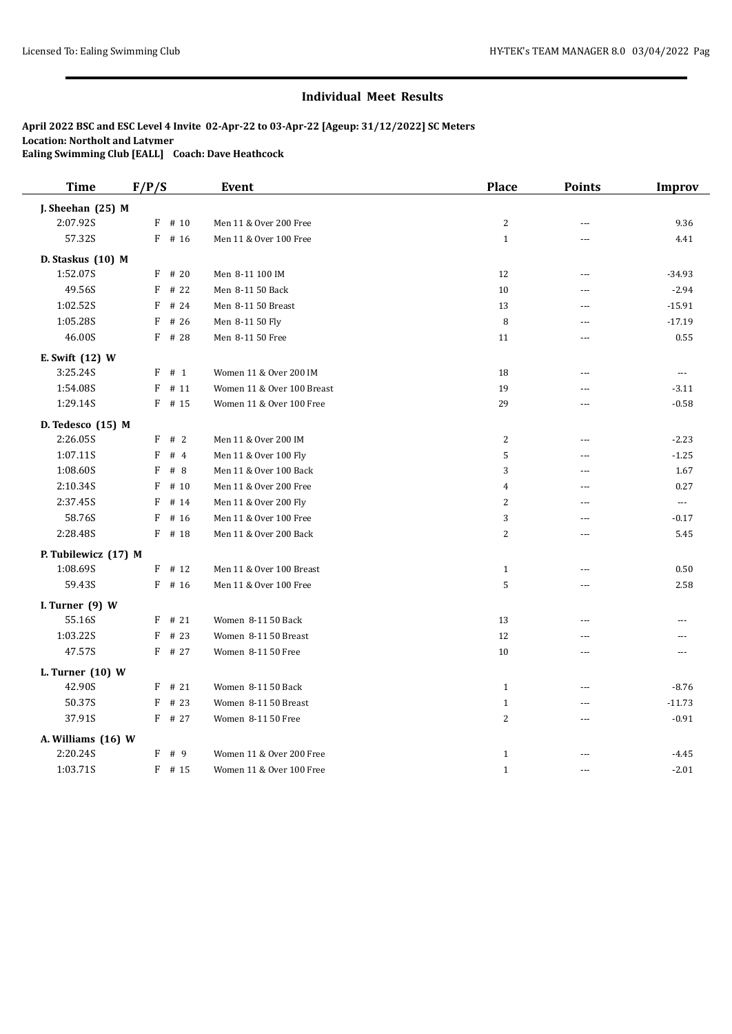# Individual Meet Results

**April 2022 BSC and ESC Level 4 Invite 02-Apr-22 to 03-Apr-22 [Ageup: 31/12/2022] SC Meters**
**Location: Northolt and Latymer**
**Ealing Swimming Club [EALL] Coach: Dave Heathcock**

| Time | F/P/S | Event | Place | Points | Improv |
|---|---|---|---|---|---|
| **J. Sheehan (25) M** | | | | | |
| 2:07.92S | F # 10 | Men 11 & Over 200 Free | 2 | --- | 9.36 |
| 57.32S | F # 16 | Men 11 & Over 100 Free | 1 | --- | 4.41 |
| **D. Staskus (10) M** | | | | | |
| 1:52.07S | F # 20 | Men 8-11 100 IM | 12 | --- | -34.93 |
| 49.56S | F # 22 | Men 8-11 50 Back | 10 | --- | -2.94 |
| 1:02.52S | F # 24 | Men 8-11 50 Breast | 13 | --- | -15.91 |
| 1:05.28S | F # 26 | Men 8-11 50 Fly | 8 | --- | -17.19 |
| 46.00S | F # 28 | Men 8-11 50 Free | 11 | --- | 0.55 |
| **E. Swift (12) W** | | | | | |
| 3:25.24S | F # 1 | Women 11 & Over 200 IM | 18 | --- | --- |
| 1:54.08S | F # 11 | Women 11 & Over 100 Breast | 19 | --- | -3.11 |
| 1:29.14S | F # 15 | Women 11 & Over 100 Free | 29 | --- | -0.58 |
| **D. Tedesco (15) M** | | | | | |
| 2:26.05S | F # 2 | Men 11 & Over 200 IM | 2 | --- | -2.23 |
| 1:07.11S | F # 4 | Men 11 & Over 100 Fly | 5 | --- | -1.25 |
| 1:08.60S | F # 8 | Men 11 & Over 100 Back | 3 | --- | 1.67 |
| 2:10.34S | F # 10 | Men 11 & Over 200 Free | 4 | --- | 0.27 |
| 2:37.45S | F # 14 | Men 11 & Over 200 Fly | 2 | --- | --- |
| 58.76S | F # 16 | Men 11 & Over 100 Free | 3 | --- | -0.17 |
| 2:28.48S | F # 18 | Men 11 & Over 200 Back | 2 | --- | 5.45 |
| **P. Tubilewicz (17) M** | | | | | |
| 1:08.69S | F # 12 | Men 11 & Over 100 Breast | 1 | --- | 0.50 |
| 59.43S | F # 16 | Men 11 & Over 100 Free | 5 | --- | 2.58 |
| **I. Turner (9) W** | | | | | |
| 55.16S | F # 21 | Women 8-11 50 Back | 13 | --- | --- |
| 1:03.22S | F # 23 | Women 8-11 50 Breast | 12 | --- | --- |
| 47.57S | F # 27 | Women 8-11 50 Free | 10 | --- | --- |
| **L. Turner (10) W** | | | | | |
| 42.90S | F # 21 | Women 8-11 50 Back | 1 | --- | -8.76 |
| 50.37S | F # 23 | Women 8-11 50 Breast | 1 | --- | -11.73 |
| 37.91S | F # 27 | Women 8-11 50 Free | 2 | --- | -0.91 |
| **A. Williams (16) W** | | | | | |
| 2:20.24S | F # 9 | Women 11 & Over 200 Free | 1 | --- | -4.45 |
| 1:03.71S | F # 15 | Women 11 & Over 100 Free | 1 | --- | -2.01 |